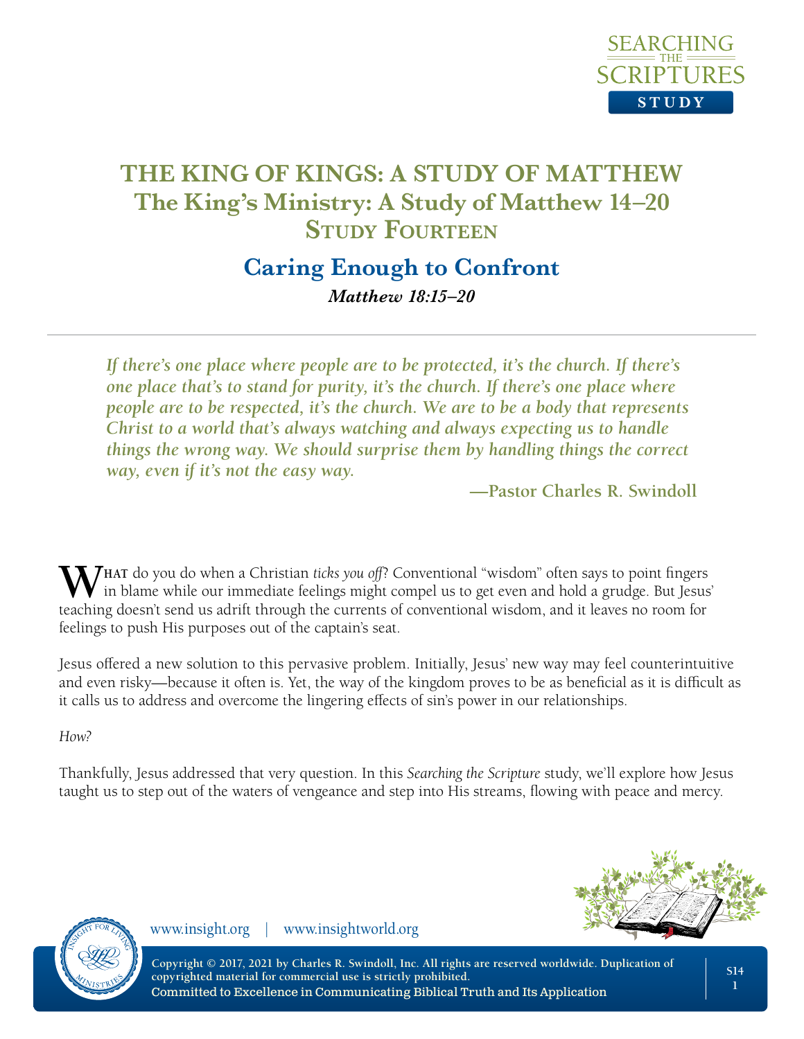# THE KING OF KINGS: A STUDY OF MATTHEW

## The King's Ministry: A Study of Matthew 14–20

## Study Fourteen

# Caring Enough to Confront

***Matthew 18:15–20***

---

> ***If there's one place where people are to be protected, it's the church. If there's one place that's to stand for purity, it's the church. If there's one place where people are to be respected, it's the church. We are to be a body that represents Christ to a world that's always watching and always expecting us to handle things the wrong way. We should surprise them by handling things the correct way, even if it's not the easy way.***
>
> **—Pastor Charles R. Swindoll**

**What** do you do when a Christian *ticks you off*? Conventional "wisdom" often says to point fingers in blame while our immediate feelings might compel us to get even and hold a grudge. But Jesus' teaching doesn't send us adrift through the currents of conventional wisdom, and it leaves no room for feelings to push His purposes out of the captain's seat.

Jesus offered a new solution to this pervasive problem. Initially, Jesus' new way may feel counterintuitive and even risky—because it often is. Yet, the way of the kingdom proves to be as beneficial as it is difficult as it calls us to address and overcome the lingering effects of sin's power in our relationships.

*How?*

Thankfully, Jesus addressed that very question. In this *Searching the Scripture* study, we'll explore how Jesus taught us to step out of the waters of vengeance and step into His streams, flowing with peace and mercy.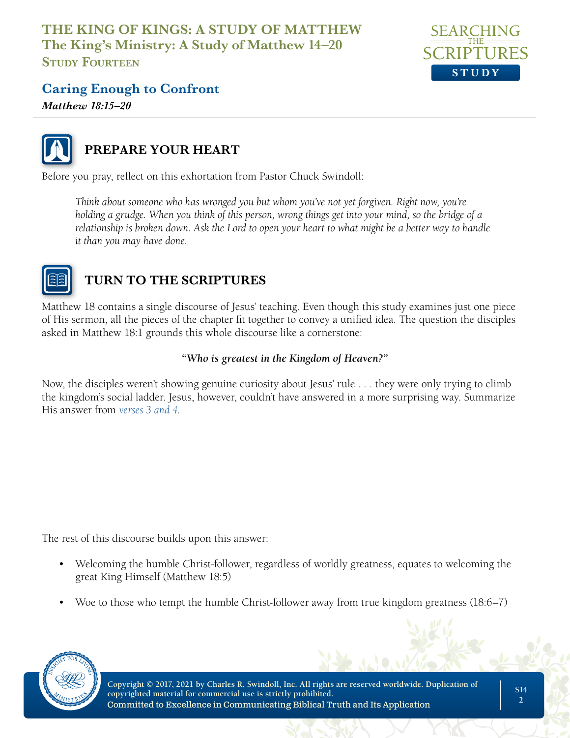# THE KING OF KINGS: A STUDY OF MATTHEW
## The King's Ministry: A Study of Matthew 14–20
### Study Fourteen

## Caring Enough to Confront
***Matthew 18:15–20***

## PREPARE YOUR HEART

Before you pray, reflect on this exhortation from Pastor Chuck Swindoll:

> *Think about someone who has wronged you but whom you've not yet forgiven. Right now, you're holding a grudge. When you think of this person, wrong things get into your mind, so the bridge of a relationship is broken down. Ask the Lord to open your heart to what might be a better way to handle it than you may have done.*

## TURN TO THE SCRIPTURES

Matthew 18 contains a single discourse of Jesus' teaching. Even though this study examines just one piece of His sermon, all the pieces of the chapter fit together to convey a unified idea. The question the disciples asked in Matthew 18:1 grounds this whole discourse like a cornerstone:

***"Who is greatest in the Kingdom of Heaven?"***

Now, the disciples weren't showing genuine curiosity about Jesus' rule . . . they were only trying to climb the kingdom's social ladder. Jesus, however, couldn't have answered in a more surprising way. Summarize His answer from *verses 3 and 4*.

The rest of this discourse builds upon this answer:

- Welcoming the humble Christ-follower, regardless of worldly greatness, equates to welcoming the great King Himself (Matthew 18:5)
- Woe to those who tempt the humble Christ-follower away from true kingdom greatness (18:6–7)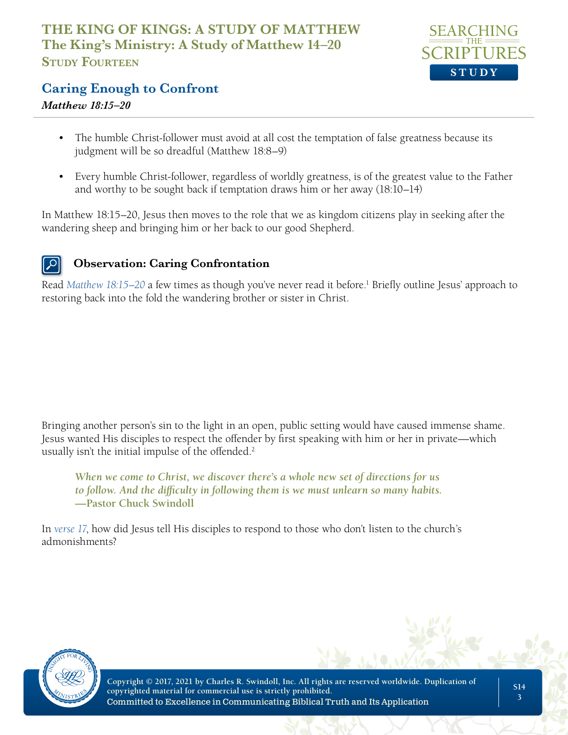- The humble Christ-follower must avoid at all cost the temptation of false greatness because its judgment will be so dreadful (Matthew 18:8–9)
- Every humble Christ-follower, regardless of worldly greatness, is of the greatest value to the Father and worthy to be sought back if temptation draws him or her away (18:10–14)

In Matthew 18:15–20, Jesus then moves to the role that we as kingdom citizens play in seeking after the wandering sheep and bringing him or her back to our good Shepherd.

### Observation: Caring Confrontation

Read *Matthew 18:15–20* a few times as though you've never read it before.[1] Briefly outline Jesus' approach to restoring back into the fold the wandering brother or sister in Christ.

Bringing another person's sin to the light in an open, public setting would have caused immense shame. Jesus wanted His disciples to respect the offender by first speaking with him or her in private—which usually isn't the initial impulse of the offended.[2]

> ***When we come to Christ, we discover there's a whole new set of directions for us to follow. And the difficulty in following them is we must unlearn so many habits.***
> **—Pastor Chuck Swindoll**

In *verse 17*, how did Jesus tell His disciples to respond to those who don't listen to the church's admonishments?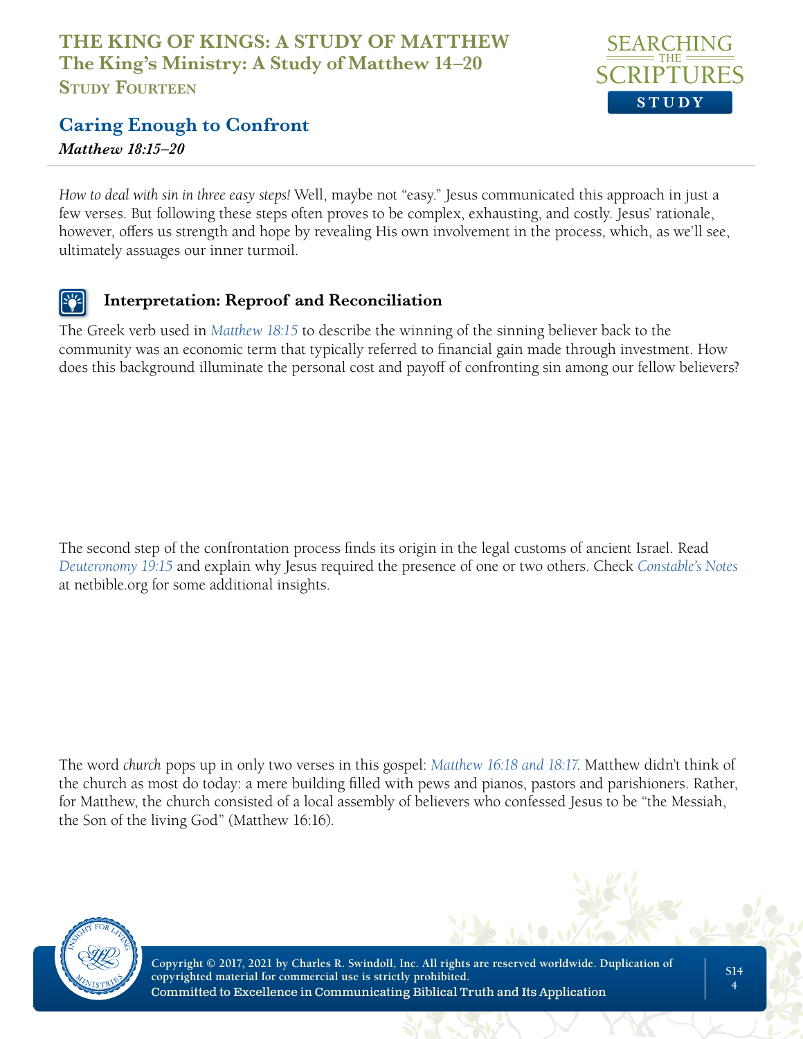# Caring Enough to Confront

***Matthew 18:15–20***

*How to deal with sin in three easy steps!* Well, maybe not "easy." Jesus communicated this approach in just a few verses. But following these steps often proves to be complex, exhausting, and costly. Jesus' rationale, however, offers us strength and hope by revealing His own involvement in the process, which, as we'll see, ultimately assuages our inner turmoil.

## Interpretation: Reproof and Reconciliation

The Greek verb used in *Matthew 18:15* to describe the winning of the sinning believer back to the community was an economic term that typically referred to financial gain made through investment. How does this background illuminate the personal cost and payoff of confronting sin among our fellow believers?

The second step of the confrontation process finds its origin in the legal customs of ancient Israel. Read *Deuteronomy 19:15* and explain why Jesus required the presence of one or two others. Check *Constable's Notes* at netbible.org for some additional insights.

The word *church* pops up in only two verses in this gospel: *Matthew 16:18 and 18:17*. Matthew didn't think of the church as most do today: a mere building filled with pews and pianos, pastors and parishioners. Rather, for Matthew, the church consisted of a local assembly of believers who confessed Jesus to be "the Messiah, the Son of the living God" (Matthew 16:16).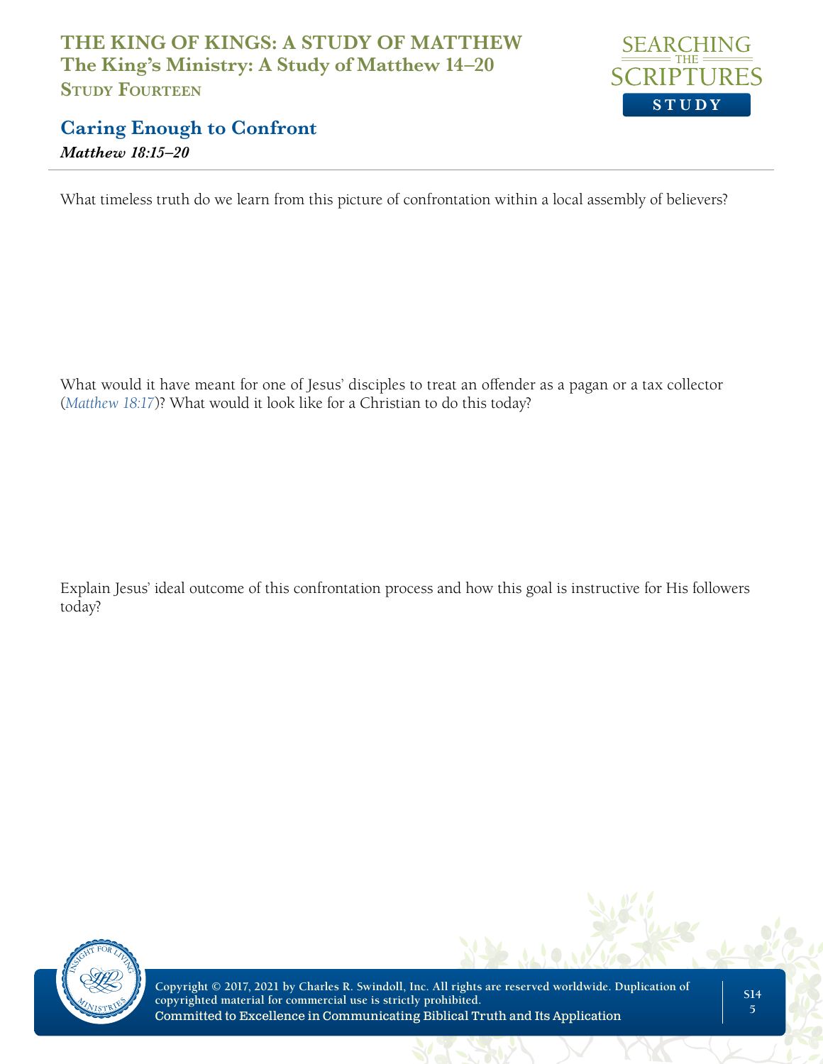What timeless truth do we learn from this picture of confrontation within a local assembly of believers?

What would it have meant for one of Jesus' disciples to treat an offender as a pagan or a tax collector (*Matthew 18:17*)? What would it look like for a Christian to do this today?

Explain Jesus' ideal outcome of this confrontation process and how this goal is instructive for His followers today?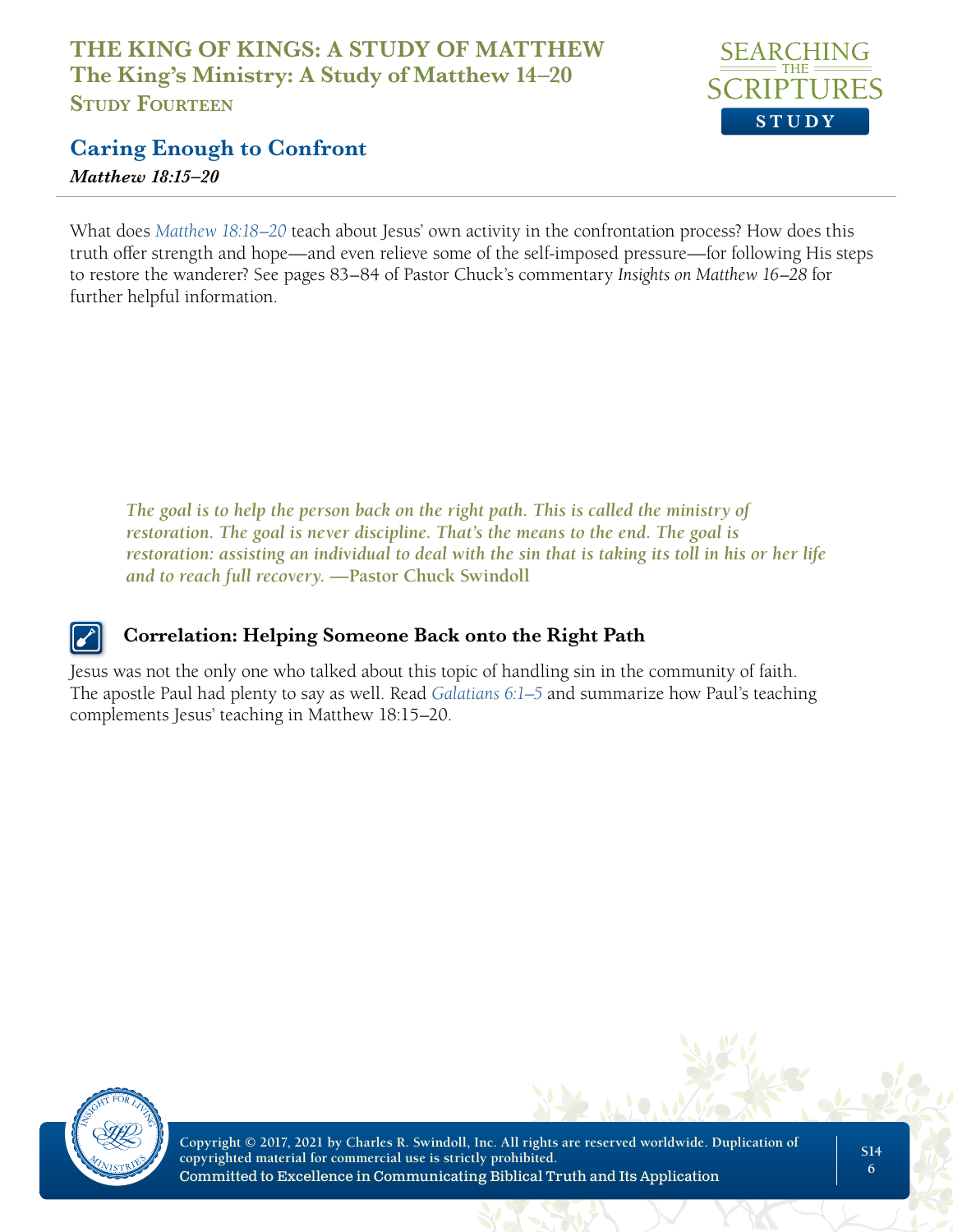What does *Matthew 18:18–20* teach about Jesus' own activity in the confrontation process? How does this truth offer strength and hope—and even relieve some of the self-imposed pressure—for following His steps to restore the wanderer? See pages 83–84 of Pastor Chuck's commentary *Insights on Matthew 16–28* for further helpful information.

> ***The goal is to help the person back on the right path. This is called the ministry of restoration. The goal is never discipline. That's the means to the end. The goal is restoration: assisting an individual to deal with the sin that is taking its toll in his or her life and to reach full recovery.* —Pastor Chuck Swindoll**

### Correlation: Helping Someone Back onto the Right Path

Jesus was not the only one who talked about this topic of handling sin in the community of faith. The apostle Paul had plenty to say as well. Read *Galatians 6:1–5* and summarize how Paul's teaching complements Jesus' teaching in Matthew 18:15–20.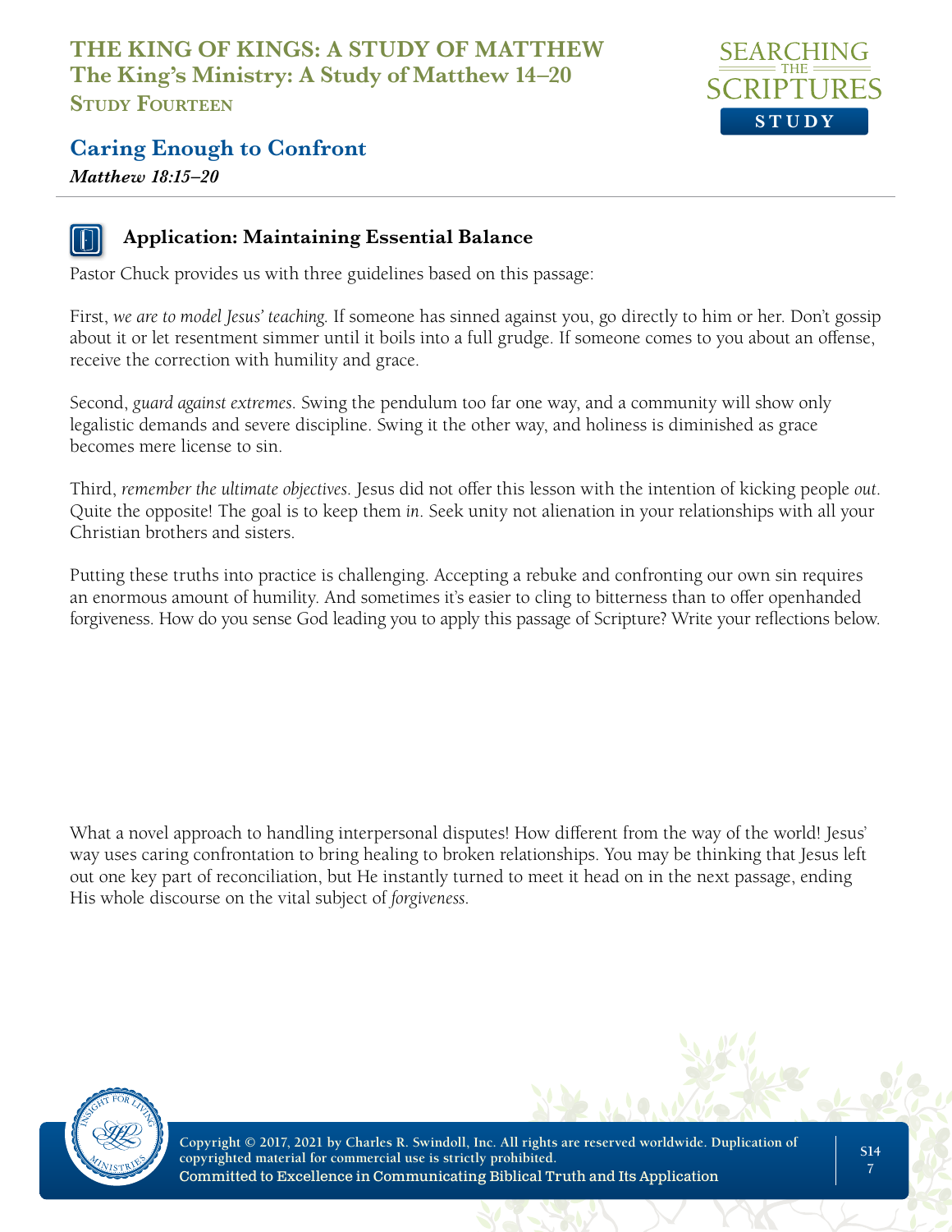## Caring Enough to Confront

*Matthew 18:15–20*

### Application: Maintaining Essential Balance

Pastor Chuck provides us with three guidelines based on this passage:

First, *we are to model Jesus' teaching*. If someone has sinned against you, go directly to him or her. Don't gossip about it or let resentment simmer until it boils into a full grudge. If someone comes to you about an offense, receive the correction with humility and grace.

Second, *guard against extremes*. Swing the pendulum too far one way, and a community will show only legalistic demands and severe discipline. Swing it the other way, and holiness is diminished as grace becomes mere license to sin.

Third, *remember the ultimate objectives*. Jesus did not offer this lesson with the intention of kicking people *out*. Quite the opposite! The goal is to keep them *in*. Seek unity not alienation in your relationships with all your Christian brothers and sisters.

Putting these truths into practice is challenging. Accepting a rebuke and confronting our own sin requires an enormous amount of humility. And sometimes it's easier to cling to bitterness than to offer openhanded forgiveness. How do you sense God leading you to apply this passage of Scripture? Write your reflections below.

What a novel approach to handling interpersonal disputes! How different from the way of the world! Jesus' way uses caring confrontation to bring healing to broken relationships. You may be thinking that Jesus left out one key part of reconciliation, but He instantly turned to meet it head on in the next passage, ending His whole discourse on the vital subject of *forgiveness*.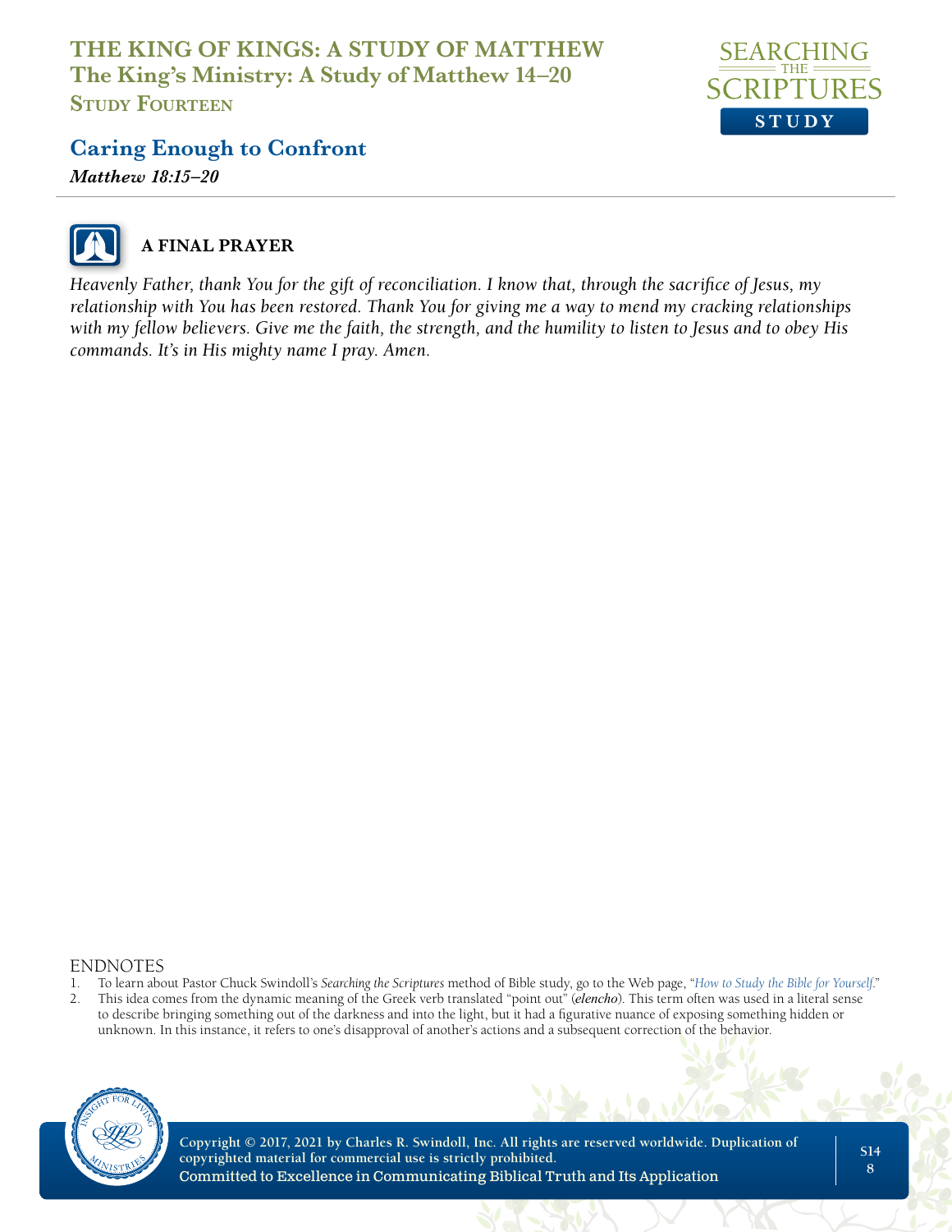# THE KING OF KINGS: A STUDY OF MATTHEW
## The King's Ministry: A Study of Matthew 14–20
### Study Fourteen

## Caring Enough to Confront
***Matthew 18:15–20***

### A FINAL PRAYER

*Heavenly Father, thank You for the gift of reconciliation. I know that, through the sacrifice of Jesus, my relationship with You has been restored. Thank You for giving me a way to mend my cracking relationships with my fellow believers. Give me the faith, the strength, and the humility to listen to Jesus and to obey His commands. It's in His mighty name I pray. Amen.*

ENDNOTES

1. To learn about Pastor Chuck Swindoll's *Searching the Scriptures* method of Bible study, go to the Web page, "*How to Study the Bible for Yourself*."
2. This idea comes from the dynamic meaning of the Greek verb translated "point out" (***elencho***). This term often was used in a literal sense to describe bringing something out of the darkness and into the light, but it had a figurative nuance of exposing something hidden or unknown. In this instance, it refers to one's disapproval of another's actions and a subsequent correction of the behavior.

Copyright © 2017, 2021 by Charles R. Swindoll, Inc. All rights are reserved worldwide. Duplication of copyrighted material for commercial use is strictly prohibited.
Committed to Excellence in Communicating Biblical Truth and Its Application